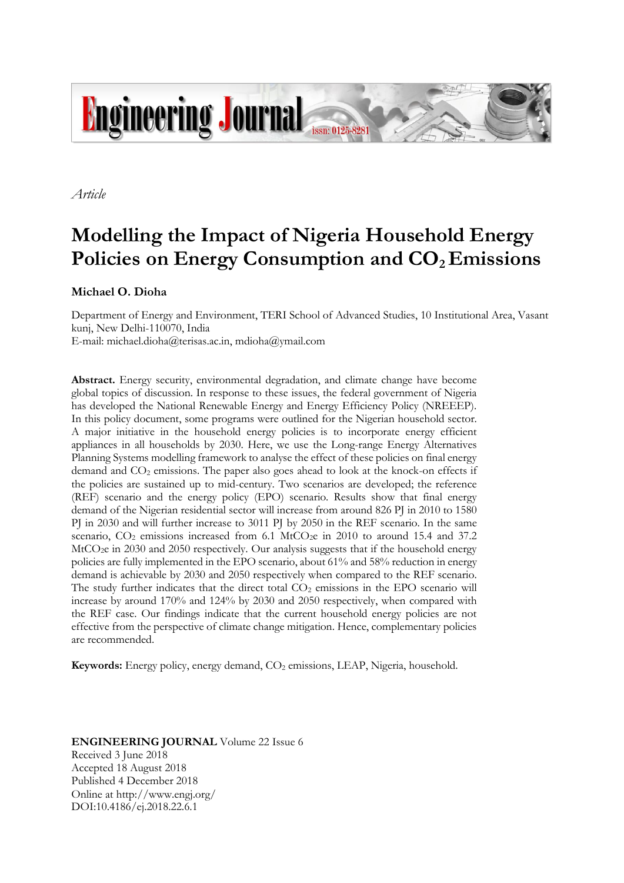*Article*

# Modelling the Impact of Nigeria Household Energy Policies on Energy Consumption and $CO_2$ Emissions

**Michael O. Dioha**

Department of Energy and Environment, TERI School of Advanced Studies, 10 Institutional Area, Vasant kunj, New Delhi-110070, India
E-mail: michael.dioha@terisas.ac.in, mdioha@ymail.com

**Abstract.** Energy security, environmental degradation, and climate change have become global topics of discussion. In response to these issues, the federal government of Nigeria has developed the National Renewable Energy and Energy Efficiency Policy (NREEEP). In this policy document, some programs were outlined for the Nigerian household sector. A major initiative in the household energy policies is to incorporate energy efficient appliances in all households by 2030. Here, we use the Long-range Energy Alternatives Planning Systems modelling framework to analyse the effect of these policies on final energy demand and $CO_2$ emissions. The paper also goes ahead to look at the knock-on effects if the policies are sustained up to mid-century. Two scenarios are developed; the reference (REF) scenario and the energy policy (EPO) scenario. Results show that final energy demand of the Nigerian residential sector will increase from around 826 PJ in 2010 to 1580 PJ in 2030 and will further increase to 3011 PJ by 2050 in the REF scenario. In the same scenario, $CO_2$ emissions increased from 6.1 $MtCO_{2}e$ in 2010 to around 15.4 and 37.2 $MtCO_{2}e$ in 2030 and 2050 respectively. Our analysis suggests that if the household energy policies are fully implemented in the EPO scenario, about 61% and 58% reduction in energy demand is achievable by 2030 and 2050 respectively when compared to the REF scenario. The study further indicates that the direct total $CO_2$ emissions in the EPO scenario will increase by around 170% and 124% by 2030 and 2050 respectively, when compared with the REF case. Our findings indicate that the current household energy policies are not effective from the perspective of climate change mitigation. Hence, complementary policies are recommended.

**Keywords:** Energy policy, energy demand, $CO_2$ emissions, LEAP, Nigeria, household.

**ENGINEERING JOURNAL** Volume 22 Issue 6
Received 3 June 2018
Accepted 18 August 2018
Published 4 December 2018
Online at http://www.engj.org/
DOI:10.4186/ej.2018.22.6.1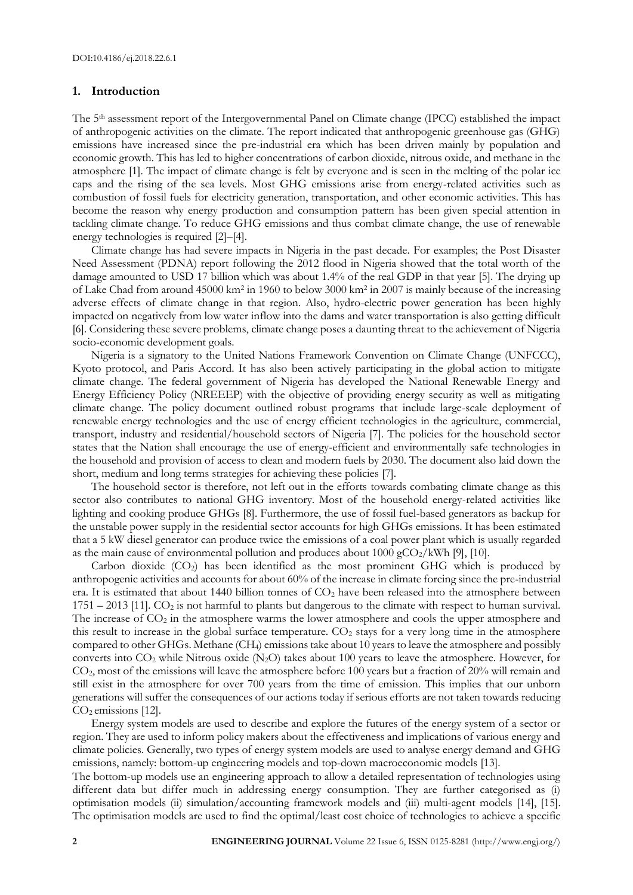## 1. Introduction

The 5th assessment report of the Intergovernmental Panel on Climate change (IPCC) established the impact of anthropogenic activities on the climate. The report indicated that anthropogenic greenhouse gas (GHG) emissions have increased since the pre-industrial era which has been driven mainly by population and economic growth. This has led to higher concentrations of carbon dioxide, nitrous oxide, and methane in the atmosphere [1]. The impact of climate change is felt by everyone and is seen in the melting of the polar ice caps and the rising of the sea levels. Most GHG emissions arise from energy-related activities such as combustion of fossil fuels for electricity generation, transportation, and other economic activities. This has become the reason why energy production and consumption pattern has been given special attention in tackling climate change. To reduce GHG emissions and thus combat climate change, the use of renewable energy technologies is required [2]–[4].

Climate change has had severe impacts in Nigeria in the past decade. For examples; the Post Disaster Need Assessment (PDNA) report following the 2012 flood in Nigeria showed that the total worth of the damage amounted to USD 17 billion which was about 1.4% of the real GDP in that year [5]. The drying up of Lake Chad from around 45000 km$^2$ in 1960 to below 3000 km$^2$ in 2007 is mainly because of the increasing adverse effects of climate change in that region. Also, hydro-electric power generation has been highly impacted on negatively from low water inflow into the dams and water transportation is also getting difficult [6]. Considering these severe problems, climate change poses a daunting threat to the achievement of Nigeria socio-economic development goals.

Nigeria is a signatory to the United Nations Framework Convention on Climate Change (UNFCCC), Kyoto protocol, and Paris Accord. It has also been actively participating in the global action to mitigate climate change. The federal government of Nigeria has developed the National Renewable Energy and Energy Efficiency Policy (NREEEP) with the objective of providing energy security as well as mitigating climate change. The policy document outlined robust programs that include large-scale deployment of renewable energy technologies and the use of energy efficient technologies in the agriculture, commercial, transport, industry and residential/household sectors of Nigeria [7]. The policies for the household sector states that the Nation shall encourage the use of energy-efficient and environmentally safe technologies in the household and provision of access to clean and modern fuels by 2030. The document also laid down the short, medium and long terms strategies for achieving these policies [7].

The household sector is therefore, not left out in the efforts towards combating climate change as this sector also contributes to national GHG inventory. Most of the household energy-related activities like lighting and cooking produce GHGs [8]. Furthermore, the use of fossil fuel-based generators as backup for the unstable power supply in the residential sector accounts for high GHGs emissions. It has been estimated that a 5 kW diesel generator can produce twice the emissions of a coal power plant which is usually regarded as the main cause of environmental pollution and produces about 1000 g$CO_2$/kWh [9], [10].

Carbon dioxide ($CO_2$) has been identified as the most prominent GHG which is produced by anthropogenic activities and accounts for about 60% of the increase in climate forcing since the pre-industrial era. It is estimated that about 1440 billion tonnes of $CO_2$ have been released into the atmosphere between 1751 – 2013 [11]. $CO_2$ is not harmful to plants but dangerous to the climate with respect to human survival. The increase of $CO_2$ in the atmosphere warms the lower atmosphere and cools the upper atmosphere and this result to increase in the global surface temperature. $CO_2$ stays for a very long time in the atmosphere compared to other GHGs. Methane ($CH_4$) emissions take about 10 years to leave the atmosphere and possibly converts into $CO_2$ while Nitrous oxide ($N_2O$) takes about 100 years to leave the atmosphere. However, for $CO_2$, most of the emissions will leave the atmosphere before 100 years but a fraction of 20% will remain and still exist in the atmosphere for over 700 years from the time of emission. This implies that our unborn generations will suffer the consequences of our actions today if serious efforts are not taken towards reducing $CO_2$ emissions [12].

Energy system models are used to describe and explore the futures of the energy system of a sector or region. They are used to inform policy makers about the effectiveness and implications of various energy and climate policies. Generally, two types of energy system models are used to analyse energy demand and GHG emissions, namely: bottom-up engineering models and top-down macroeconomic models [13].

The bottom-up models use an engineering approach to allow a detailed representation of technologies using different data but differ much in addressing energy consumption. They are further categorised as (i) optimisation models (ii) simulation/accounting framework models and (iii) multi-agent models [14], [15]. The optimisation models are used to find the optimal/least cost choice of technologies to achieve a specific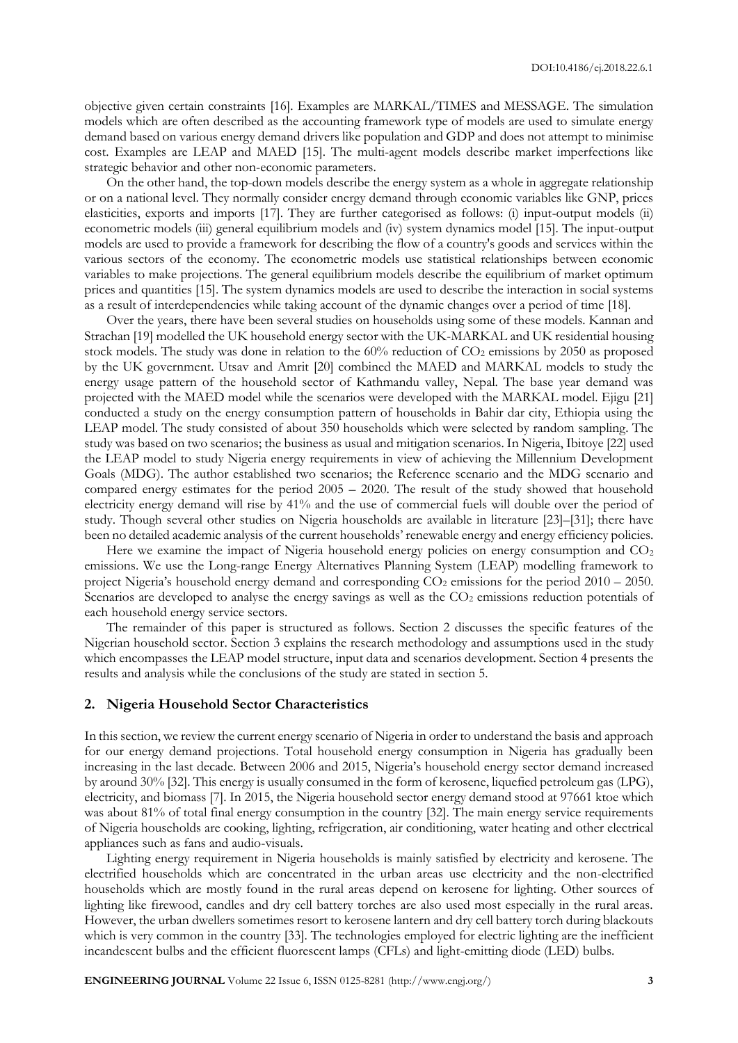objective given certain constraints [16]. Examples are MARKAL/TIMES and MESSAGE. The simulation models which are often described as the accounting framework type of models are used to simulate energy demand based on various energy demand drivers like population and GDP and does not attempt to minimise cost. Examples are LEAP and MAED [15]. The multi-agent models describe market imperfections like strategic behavior and other non-economic parameters.

On the other hand, the top-down models describe the energy system as a whole in aggregate relationship or on a national level. They normally consider energy demand through economic variables like GNP, prices elasticities, exports and imports [17]. They are further categorised as follows: (i) input-output models (ii) econometric models (iii) general equilibrium models and (iv) system dynamics model [15]. The input-output models are used to provide a framework for describing the flow of a country's goods and services within the various sectors of the economy. The econometric models use statistical relationships between economic variables to make projections. The general equilibrium models describe the equilibrium of market optimum prices and quantities [15]. The system dynamics models are used to describe the interaction in social systems as a result of interdependencies while taking account of the dynamic changes over a period of time [18].

Over the years, there have been several studies on households using some of these models. Kannan and Strachan [19] modelled the UK household energy sector with the UK-MARKAL and UK residential housing stock models. The study was done in relation to the 60% reduction of $CO_2$ emissions by 2050 as proposed by the UK government. Utsav and Amrit [20] combined the MAED and MARKAL models to study the energy usage pattern of the household sector of Kathmandu valley, Nepal. The base year demand was projected with the MAED model while the scenarios were developed with the MARKAL model. Ejigu [21] conducted a study on the energy consumption pattern of households in Bahir dar city, Ethiopia using the LEAP model. The study consisted of about 350 households which were selected by random sampling. The study was based on two scenarios; the business as usual and mitigation scenarios. In Nigeria, Ibitoye [22] used the LEAP model to study Nigeria energy requirements in view of achieving the Millennium Development Goals (MDG). The author established two scenarios; the Reference scenario and the MDG scenario and compared energy estimates for the period 2005 – 2020. The result of the study showed that household electricity energy demand will rise by 41% and the use of commercial fuels will double over the period of study. Though several other studies on Nigeria households are available in literature [23]–[31]; there have been no detailed academic analysis of the current households' renewable energy and energy efficiency policies.

Here we examine the impact of Nigeria household energy policies on energy consumption and $CO_2$ emissions. We use the Long-range Energy Alternatives Planning System (LEAP) modelling framework to project Nigeria's household energy demand and corresponding $CO_2$ emissions for the period 2010 – 2050. Scenarios are developed to analyse the energy savings as well as the $CO_2$ emissions reduction potentials of each household energy service sectors.

The remainder of this paper is structured as follows. Section 2 discusses the specific features of the Nigerian household sector. Section 3 explains the research methodology and assumptions used in the study which encompasses the LEAP model structure, input data and scenarios development. Section 4 presents the results and analysis while the conclusions of the study are stated in section 5.

## 2. Nigeria Household Sector Characteristics

In this section, we review the current energy scenario of Nigeria in order to understand the basis and approach for our energy demand projections. Total household energy consumption in Nigeria has gradually been increasing in the last decade. Between 2006 and 2015, Nigeria's household energy sector demand increased by around 30% [32]. This energy is usually consumed in the form of kerosene, liquefied petroleum gas (LPG), electricity, and biomass [7]. In 2015, the Nigeria household sector energy demand stood at 97661 ktoe which was about 81% of total final energy consumption in the country [32]. The main energy service requirements of Nigeria households are cooking, lighting, refrigeration, air conditioning, water heating and other electrical appliances such as fans and audio-visuals.

Lighting energy requirement in Nigeria households is mainly satisfied by electricity and kerosene. The electrified households which are concentrated in the urban areas use electricity and the non-electrified households which are mostly found in the rural areas depend on kerosene for lighting. Other sources of lighting like firewood, candles and dry cell battery torches are also used most especially in the rural areas. However, the urban dwellers sometimes resort to kerosene lantern and dry cell battery torch during blackouts which is very common in the country [33]. The technologies employed for electric lighting are the inefficient incandescent bulbs and the efficient fluorescent lamps (CFLs) and light-emitting diode (LED) bulbs.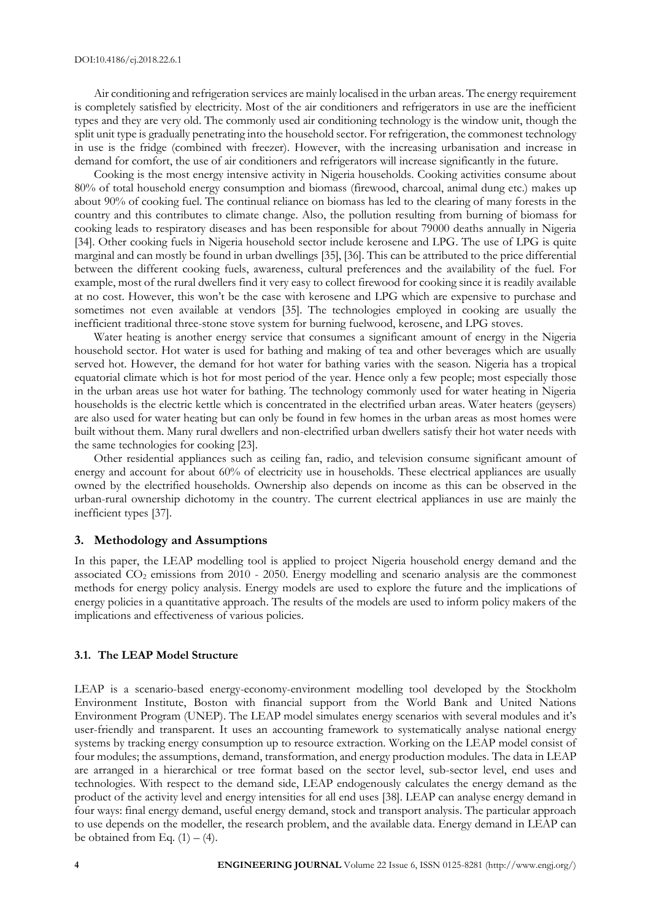Air conditioning and refrigeration services are mainly localised in the urban areas. The energy requirement is completely satisfied by electricity. Most of the air conditioners and refrigerators in use are the inefficient types and they are very old. The commonly used air conditioning technology is the window unit, though the split unit type is gradually penetrating into the household sector. For refrigeration, the commonest technology in use is the fridge (combined with freezer). However, with the increasing urbanisation and increase in demand for comfort, the use of air conditioners and refrigerators will increase significantly in the future.

Cooking is the most energy intensive activity in Nigeria households. Cooking activities consume about 80% of total household energy consumption and biomass (firewood, charcoal, animal dung etc.) makes up about 90% of cooking fuel. The continual reliance on biomass has led to the clearing of many forests in the country and this contributes to climate change. Also, the pollution resulting from burning of biomass for cooking leads to respiratory diseases and has been responsible for about 79000 deaths annually in Nigeria [34]. Other cooking fuels in Nigeria household sector include kerosene and LPG. The use of LPG is quite marginal and can mostly be found in urban dwellings [35], [36]. This can be attributed to the price differential between the different cooking fuels, awareness, cultural preferences and the availability of the fuel. For example, most of the rural dwellers find it very easy to collect firewood for cooking since it is readily available at no cost. However, this won't be the case with kerosene and LPG which are expensive to purchase and sometimes not even available at vendors [35]. The technologies employed in cooking are usually the inefficient traditional three-stone stove system for burning fuelwood, kerosene, and LPG stoves.

Water heating is another energy service that consumes a significant amount of energy in the Nigeria household sector. Hot water is used for bathing and making of tea and other beverages which are usually served hot. However, the demand for hot water for bathing varies with the season. Nigeria has a tropical equatorial climate which is hot for most period of the year. Hence only a few people; most especially those in the urban areas use hot water for bathing. The technology commonly used for water heating in Nigeria households is the electric kettle which is concentrated in the electrified urban areas. Water heaters (geysers) are also used for water heating but can only be found in few homes in the urban areas as most homes were built without them. Many rural dwellers and non-electrified urban dwellers satisfy their hot water needs with the same technologies for cooking [23].

Other residential appliances such as ceiling fan, radio, and television consume significant amount of energy and account for about 60% of electricity use in households. These electrical appliances are usually owned by the electrified households. Ownership also depends on income as this can be observed in the urban-rural ownership dichotomy in the country. The current electrical appliances in use are mainly the inefficient types [37].

## 3. Methodology and Assumptions

In this paper, the LEAP modelling tool is applied to project Nigeria household energy demand and the associated $CO_2$ emissions from 2010 - 2050. Energy modelling and scenario analysis are the commonest methods for energy policy analysis. Energy models are used to explore the future and the implications of energy policies in a quantitative approach. The results of the models are used to inform policy makers of the implications and effectiveness of various policies.

### 3.1. The LEAP Model Structure

LEAP is a scenario-based energy-economy-environment modelling tool developed by the Stockholm Environment Institute, Boston with financial support from the World Bank and United Nations Environment Program (UNEP). The LEAP model simulates energy scenarios with several modules and it's user-friendly and transparent. It uses an accounting framework to systematically analyse national energy systems by tracking energy consumption up to resource extraction. Working on the LEAP model consist of four modules; the assumptions, demand, transformation, and energy production modules. The data in LEAP are arranged in a hierarchical or tree format based on the sector level, sub-sector level, end uses and technologies. With respect to the demand side, LEAP endogenously calculates the energy demand as the product of the activity level and energy intensities for all end uses [38]. LEAP can analyse energy demand in four ways: final energy demand, useful energy demand, stock and transport analysis. The particular approach to use depends on the modeller, the research problem, and the available data. Energy demand in LEAP can be obtained from Eq. (1) – (4).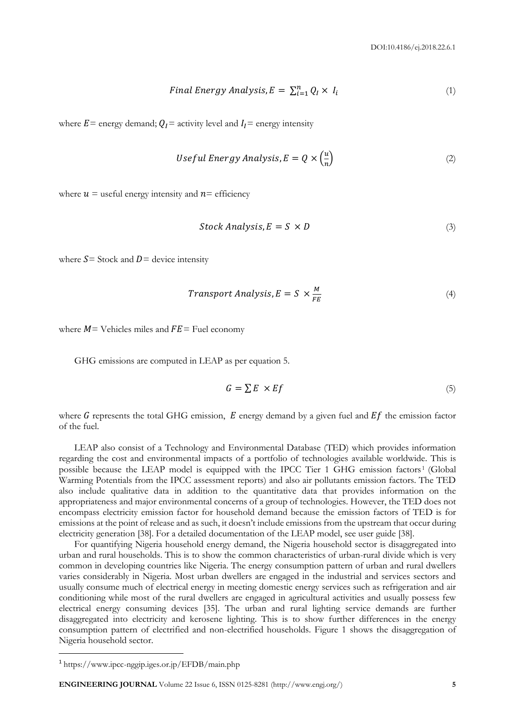$$Final\ Energy\ Analysis, E = \sum_{i=1}^{n} Q_I \times I_i \tag{1}$$

where $E$ = energy demand; $Q_I$ = activity level and $I_I$ = energy intensity

$$Useful\ Energy\ Analysis, E = Q \times \left(\frac{u}{n}\right) \tag{2}$$

where $u$ = useful energy intensity and $n$ = efficiency

$$Stock\ Analysis, E = S \times D \tag{3}$$

where $S$ = Stock and $D$ = device intensity

$$Transport\ Analysis, E = S \times \frac{M}{FE} \tag{4}$$

where $M$ = Vehicles miles and $FE$ = Fuel economy

GHG emissions are computed in LEAP as per equation 5.

$$G = \sum E \times Ef \tag{5}$$

where $G$ represents the total GHG emission, $E$ energy demand by a given fuel and $Ef$ the emission factor of the fuel.

LEAP also consist of a Technology and Environmental Database (TED) which provides information regarding the cost and environmental impacts of a portfolio of technologies available worldwide. This is possible because the LEAP model is equipped with the IPCC Tier 1 GHG emission factors[1] (Global Warming Potentials from the IPCC assessment reports) and also air pollutants emission factors. The TED also include qualitative data in addition to the quantitative data that provides information on the appropriateness and major environmental concerns of a group of technologies. However, the TED does not encompass electricity emission factor for household demand because the emission factors of TED is for emissions at the point of release and as such, it doesn't include emissions from the upstream that occur during electricity generation [38]. For a detailed documentation of the LEAP model, see user guide [38].

For quantifying Nigeria household energy demand, the Nigeria household sector is disaggregated into urban and rural households. This is to show the common characteristics of urban-rural divide which is very common in developing countries like Nigeria. The energy consumption pattern of urban and rural dwellers varies considerably in Nigeria. Most urban dwellers are engaged in the industrial and services sectors and usually consume much of electrical energy in meeting domestic energy services such as refrigeration and air conditioning while most of the rural dwellers are engaged in agricultural activities and usually possess few electrical energy consuming devices [35]. The urban and rural lighting service demands are further disaggregated into electricity and kerosene lighting. This is to show further differences in the energy consumption pattern of electrified and non-electrified households. Figure 1 shows the disaggregation of Nigeria household sector.

---

[1] https://www.ipcc-nggip.iges.or.jp/EFDB/main.php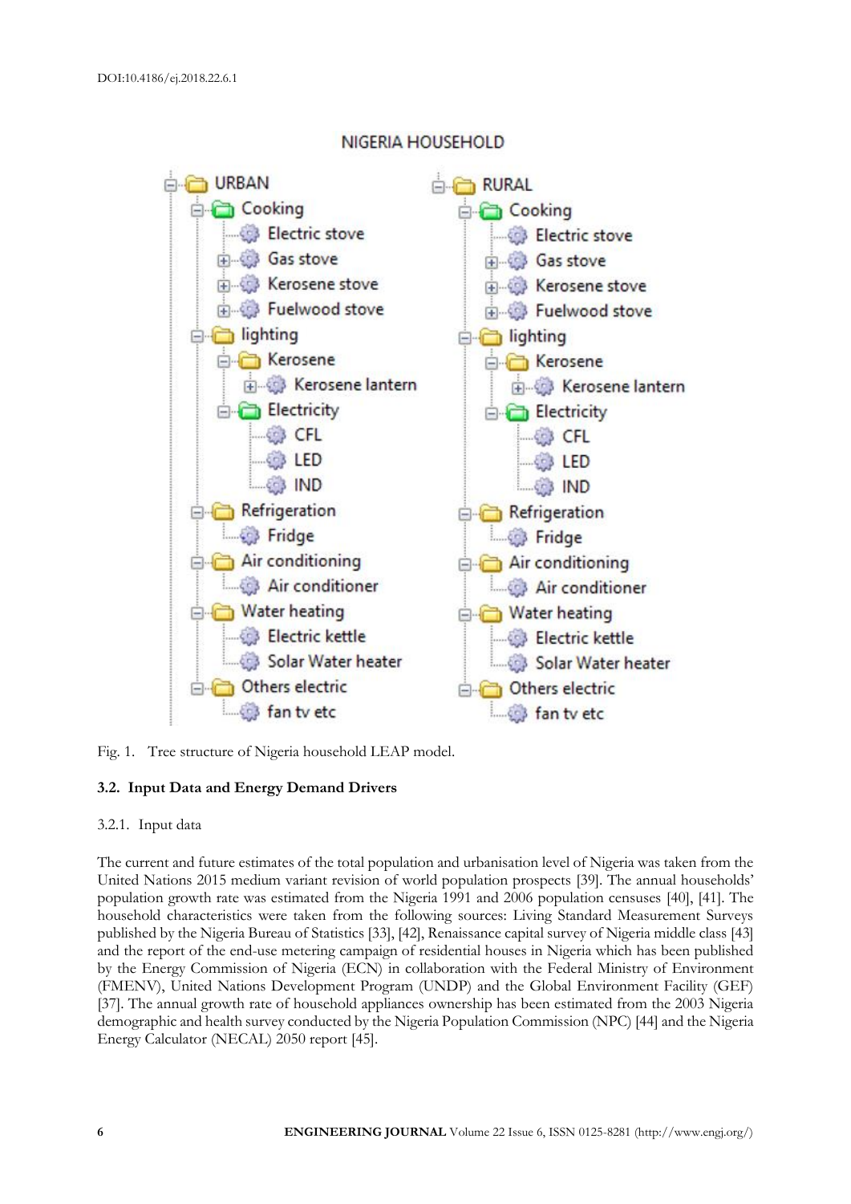NIGERIA HOUSEHOLD

- URBAN
  - Cooking
    - Electric stove
    - Gas stove
    - Kerosene stove
    - Fuelwood stove
  - lighting
    - Kerosene
      - Kerosene lantern
    - Electricity
      - CFL
      - LED
      - IND
  - Refrigeration
    - Fridge
  - Air conditioning
    - Air conditioner
  - Water heating
    - Electric kettle
    - Solar Water heater
  - Others electric
    - fan tv etc
- RURAL
  - Cooking
    - Electric stove
    - Gas stove
    - Kerosene stove
    - Fuelwood stove
  - lighting
    - Kerosene
      - Kerosene lantern
    - Electricity
      - CFL
      - LED
      - IND
  - Refrigeration
    - Fridge
  - Air conditioning
    - Air conditioner
  - Water heating
    - Electric kettle
    - Solar Water heater
  - Others electric
    - fan tv etc

Fig. 1. Tree structure of Nigeria household LEAP model.

### 3.2. Input Data and Energy Demand Drivers

#### 3.2.1. Input data

The current and future estimates of the total population and urbanisation level of Nigeria was taken from the United Nations 2015 medium variant revision of world population prospects [39]. The annual households' population growth rate was estimated from the Nigeria 1991 and 2006 population censuses [40], [41]. The household characteristics were taken from the following sources: Living Standard Measurement Surveys published by the Nigeria Bureau of Statistics [33], [42], Renaissance capital survey of Nigeria middle class [43] and the report of the end-use metering campaign of residential houses in Nigeria which has been published by the Energy Commission of Nigeria (ECN) in collaboration with the Federal Ministry of Environment (FMENV), United Nations Development Program (UNDP) and the Global Environment Facility (GEF) [37]. The annual growth rate of household appliances ownership has been estimated from the 2003 Nigeria demographic and health survey conducted by the Nigeria Population Commission (NPC) [44] and the Nigeria Energy Calculator (NECAL) 2050 report [45].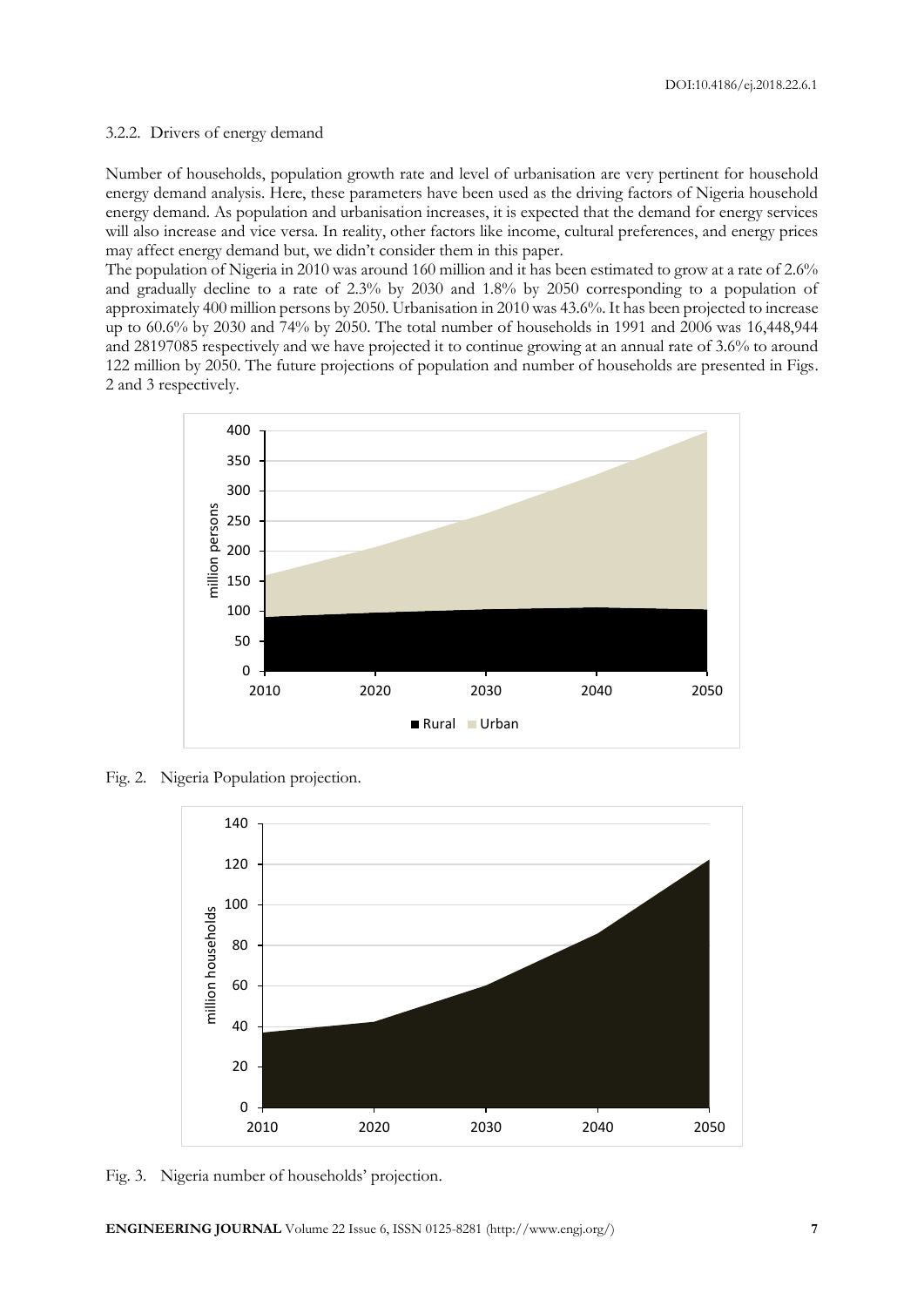### 3.2.2. Drivers of energy demand

Number of households, population growth rate and level of urbanisation are very pertinent for household energy demand analysis. Here, these parameters have been used as the driving factors of Nigeria household energy demand. As population and urbanisation increases, it is expected that the demand for energy services will also increase and vice versa. In reality, other factors like income, cultural preferences, and energy prices may affect energy demand but, we didn't consider them in this paper.

The population of Nigeria in 2010 was around 160 million and it has been estimated to grow at a rate of 2.6% and gradually decline to a rate of 2.3% by 2030 and 1.8% by 2050 corresponding to a population of approximately 400 million persons by 2050. Urbanisation in 2010 was 43.6%. It has been projected to increase up to 60.6% by 2030 and 74% by 2050. The total number of households in 1991 and 2006 was 16,448,944 and 28197085 respectively and we have projected it to continue growing at an annual rate of 3.6% to around 122 million by 2050. The future projections of population and number of households are presented in Figs. 2 and 3 respectively.

Fig. 2. Nigeria Population projection.

Fig. 3. Nigeria number of households' projection.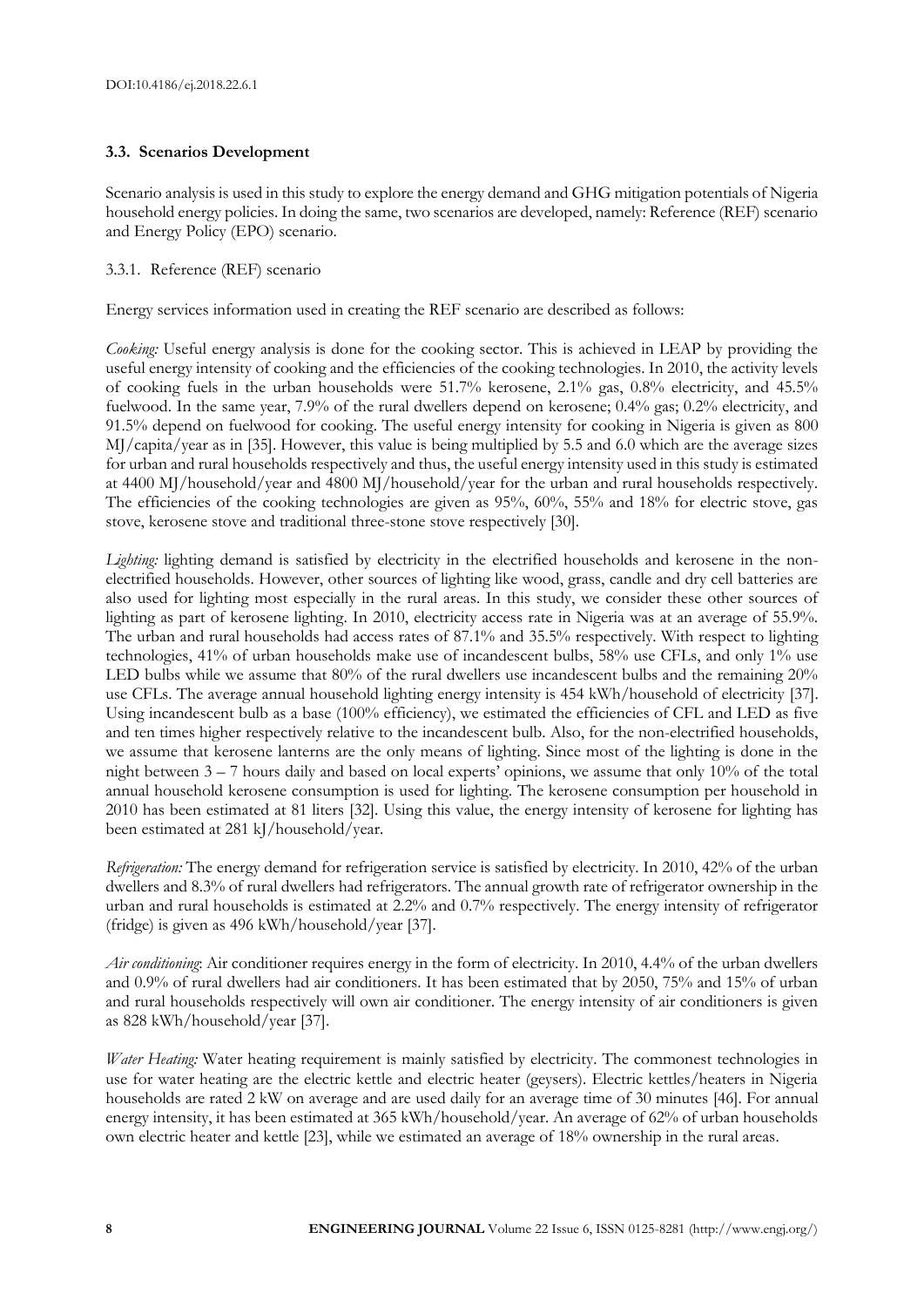### 3.3. Scenarios Development

Scenario analysis is used in this study to explore the energy demand and GHG mitigation potentials of Nigeria household energy policies. In doing the same, two scenarios are developed, namely: Reference (REF) scenario and Energy Policy (EPO) scenario.

#### 3.3.1. Reference (REF) scenario

Energy services information used in creating the REF scenario are described as follows:

*Cooking:* Useful energy analysis is done for the cooking sector. This is achieved in LEAP by providing the useful energy intensity of cooking and the efficiencies of the cooking technologies. In 2010, the activity levels of cooking fuels in the urban households were 51.7% kerosene, 2.1% gas, 0.8% electricity, and 45.5% fuelwood. In the same year, 7.9% of the rural dwellers depend on kerosene; 0.4% gas; 0.2% electricity, and 91.5% depend on fuelwood for cooking. The useful energy intensity for cooking in Nigeria is given as 800 MJ/capita/year as in [35]. However, this value is being multiplied by 5.5 and 6.0 which are the average sizes for urban and rural households respectively and thus, the useful energy intensity used in this study is estimated at 4400 MJ/household/year and 4800 MJ/household/year for the urban and rural households respectively. The efficiencies of the cooking technologies are given as 95%, 60%, 55% and 18% for electric stove, gas stove, kerosene stove and traditional three-stone stove respectively [30].

*Lighting:* lighting demand is satisfied by electricity in the electrified households and kerosene in the non-electrified households. However, other sources of lighting like wood, grass, candle and dry cell batteries are also used for lighting most especially in the rural areas. In this study, we consider these other sources of lighting as part of kerosene lighting. In 2010, electricity access rate in Nigeria was at an average of 55.9%. The urban and rural households had access rates of 87.1% and 35.5% respectively. With respect to lighting technologies, 41% of urban households make use of incandescent bulbs, 58% use CFLs, and only 1% use LED bulbs while we assume that 80% of the rural dwellers use incandescent bulbs and the remaining 20% use CFLs. The average annual household lighting energy intensity is 454 kWh/household of electricity [37]. Using incandescent bulb as a base (100% efficiency), we estimated the efficiencies of CFL and LED as five and ten times higher respectively relative to the incandescent bulb. Also, for the non-electrified households, we assume that kerosene lanterns are the only means of lighting. Since most of the lighting is done in the night between 3 – 7 hours daily and based on local experts' opinions, we assume that only 10% of the total annual household kerosene consumption is used for lighting. The kerosene consumption per household in 2010 has been estimated at 81 liters [32]. Using this value, the energy intensity of kerosene for lighting has been estimated at 281 kJ/household/year.

*Refrigeration:* The energy demand for refrigeration service is satisfied by electricity. In 2010, 42% of the urban dwellers and 8.3% of rural dwellers had refrigerators. The annual growth rate of refrigerator ownership in the urban and rural households is estimated at 2.2% and 0.7% respectively. The energy intensity of refrigerator (fridge) is given as 496 kWh/household/year [37].

*Air conditioning*: Air conditioner requires energy in the form of electricity. In 2010, 4.4% of the urban dwellers and 0.9% of rural dwellers had air conditioners. It has been estimated that by 2050, 75% and 15% of urban and rural households respectively will own air conditioner. The energy intensity of air conditioners is given as 828 kWh/household/year [37].

*Water Heating:* Water heating requirement is mainly satisfied by electricity. The commonest technologies in use for water heating are the electric kettle and electric heater (geysers). Electric kettles/heaters in Nigeria households are rated 2 kW on average and are used daily for an average time of 30 minutes [46]. For annual energy intensity, it has been estimated at 365 kWh/household/year. An average of 62% of urban households own electric heater and kettle [23], while we estimated an average of 18% ownership in the rural areas.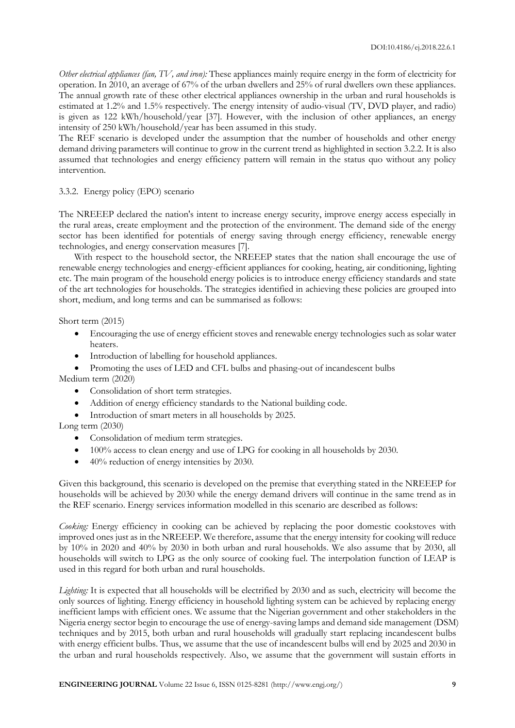*Other electrical appliances (fan, TV, and iron):* These appliances mainly require energy in the form of electricity for operation. In 2010, an average of 67% of the urban dwellers and 25% of rural dwellers own these appliances. The annual growth rate of these other electrical appliances ownership in the urban and rural households is estimated at 1.2% and 1.5% respectively. The energy intensity of audio-visual (TV, DVD player, and radio) is given as 122 kWh/household/year [37]. However, with the inclusion of other appliances, an energy intensity of 250 kWh/household/year has been assumed in this study.

The REF scenario is developed under the assumption that the number of households and other energy demand driving parameters will continue to grow in the current trend as highlighted in section 3.2.2. It is also assumed that technologies and energy efficiency pattern will remain in the status quo without any policy intervention.

### 3.3.2. Energy policy (EPO) scenario

The NREEEP declared the nation's intent to increase energy security, improve energy access especially in the rural areas, create employment and the protection of the environment. The demand side of the energy sector has been identified for potentials of energy saving through energy efficiency, renewable energy technologies, and energy conservation measures [7].

With respect to the household sector, the NREEEP states that the nation shall encourage the use of renewable energy technologies and energy-efficient appliances for cooking, heating, air conditioning, lighting etc. The main program of the household energy policies is to introduce energy efficiency standards and state of the art technologies for households. The strategies identified in achieving these policies are grouped into short, medium, and long terms and can be summarised as follows:

Short term (2015)

- Encouraging the use of energy efficient stoves and renewable energy technologies such as solar water heaters.
- Introduction of labelling for household appliances.
- Promoting the uses of LED and CFL bulbs and phasing-out of incandescent bulbs

Medium term (2020)

- Consolidation of short term strategies.
- Addition of energy efficiency standards to the National building code.
- Introduction of smart meters in all households by 2025.

Long term (2030)

- Consolidation of medium term strategies.
- 100% access to clean energy and use of LPG for cooking in all households by 2030.
- 40% reduction of energy intensities by 2030.

Given this background, this scenario is developed on the premise that everything stated in the NREEEP for households will be achieved by 2030 while the energy demand drivers will continue in the same trend as in the REF scenario. Energy services information modelled in this scenario are described as follows:

*Cooking:* Energy efficiency in cooking can be achieved by replacing the poor domestic cookstoves with improved ones just as in the NREEEP. We therefore, assume that the energy intensity for cooking will reduce by 10% in 2020 and 40% by 2030 in both urban and rural households. We also assume that by 2030, all households will switch to LPG as the only source of cooking fuel. The interpolation function of LEAP is used in this regard for both urban and rural households.

*Lighting:* It is expected that all households will be electrified by 2030 and as such, electricity will become the only sources of lighting. Energy efficiency in household lighting system can be achieved by replacing energy inefficient lamps with efficient ones. We assume that the Nigerian government and other stakeholders in the Nigeria energy sector begin to encourage the use of energy-saving lamps and demand side management (DSM) techniques and by 2015, both urban and rural households will gradually start replacing incandescent bulbs with energy efficient bulbs. Thus, we assume that the use of incandescent bulbs will end by 2025 and 2030 in the urban and rural households respectively. Also, we assume that the government will sustain efforts in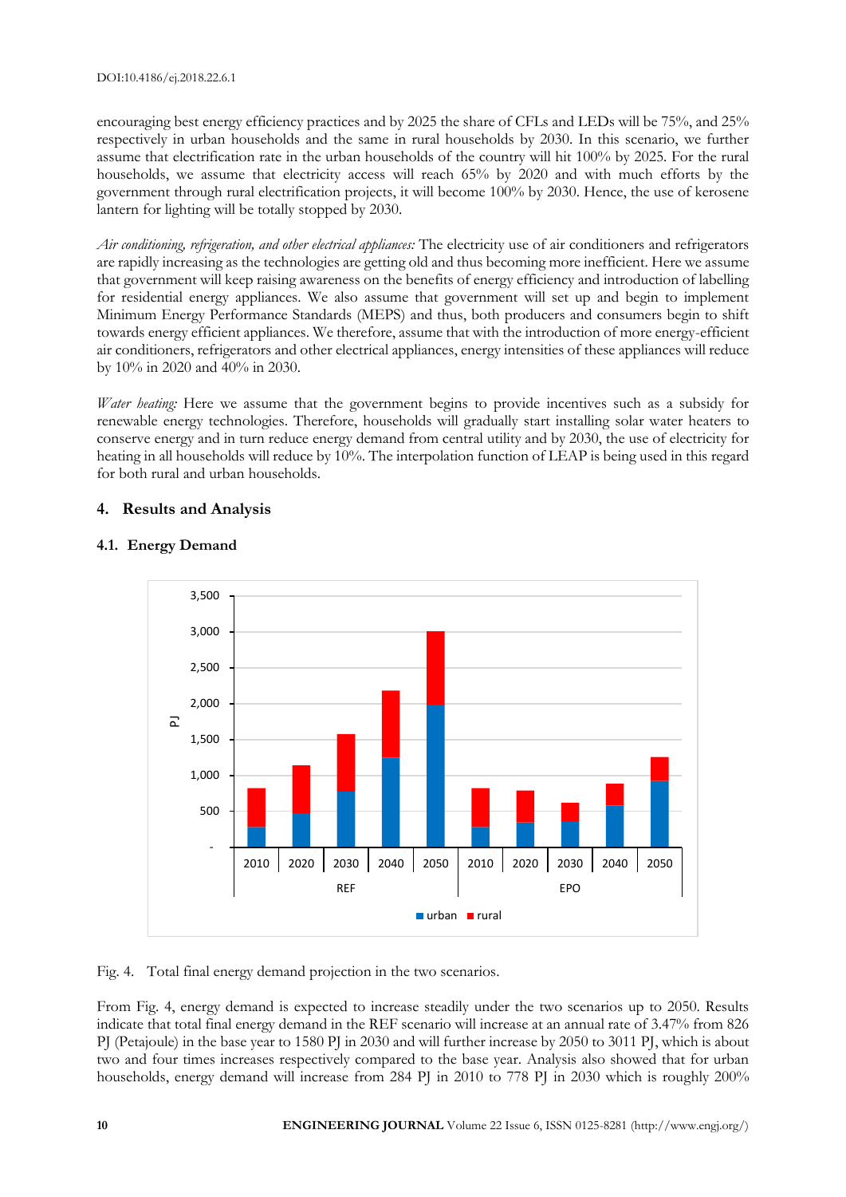encouraging best energy efficiency practices and by 2025 the share of CFLs and LEDs will be 75%, and 25% respectively in urban households and the same in rural households by 2030. In this scenario, we further assume that electrification rate in the urban households of the country will hit 100% by 2025. For the rural households, we assume that electricity access will reach 65% by 2020 and with much efforts by the government through rural electrification projects, it will become 100% by 2030. Hence, the use of kerosene lantern for lighting will be totally stopped by 2030.

*Air conditioning, refrigeration, and other electrical appliances:* The electricity use of air conditioners and refrigerators are rapidly increasing as the technologies are getting old and thus becoming more inefficient. Here we assume that government will keep raising awareness on the benefits of energy efficiency and introduction of labelling for residential energy appliances. We also assume that government will set up and begin to implement Minimum Energy Performance Standards (MEPS) and thus, both producers and consumers begin to shift towards energy efficient appliances. We therefore, assume that with the introduction of more energy-efficient air conditioners, refrigerators and other electrical appliances, energy intensities of these appliances will reduce by 10% in 2020 and 40% in 2030.

*Water heating:* Here we assume that the government begins to provide incentives such as a subsidy for renewable energy technologies. Therefore, households will gradually start installing solar water heaters to conserve energy and in turn reduce energy demand from central utility and by 2030, the use of electricity for heating in all households will reduce by 10%. The interpolation function of LEAP is being used in this regard for both rural and urban households.

## 4. Results and Analysis

### 4.1. Energy Demand

Fig. 4. Total final energy demand projection in the two scenarios.

From Fig. 4, energy demand is expected to increase steadily under the two scenarios up to 2050. Results indicate that total final energy demand in the REF scenario will increase at an annual rate of 3.47% from 826 PJ (Petajoule) in the base year to 1580 PJ in 2030 and will further increase by 2050 to 3011 PJ, which is about two and four times increases respectively compared to the base year. Analysis also showed that for urban households, energy demand will increase from 284 PJ in 2010 to 778 PJ in 2030 which is roughly 200%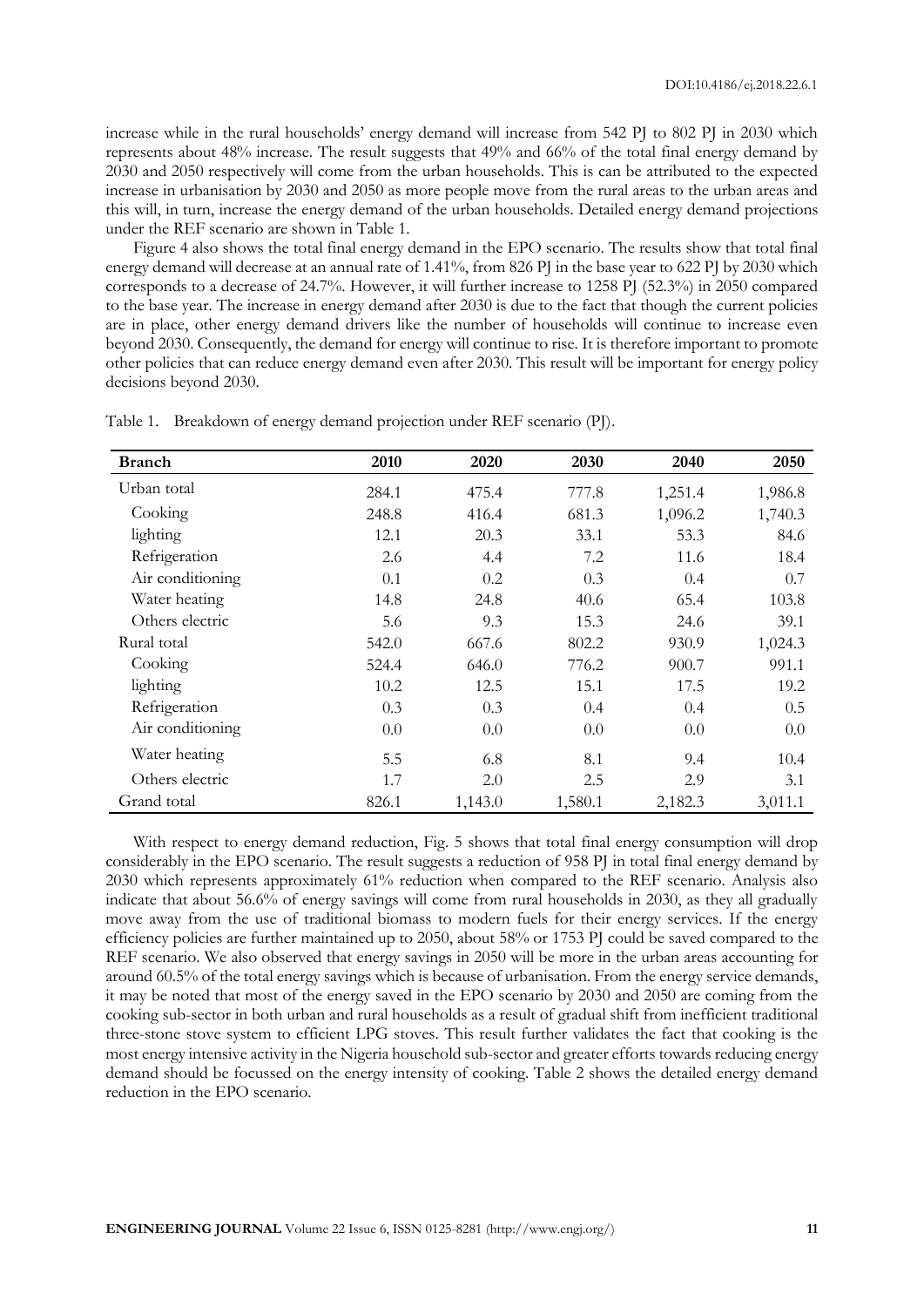increase while in the rural households' energy demand will increase from 542 PJ to 802 PJ in 2030 which represents about 48% increase. The result suggests that 49% and 66% of the total final energy demand by 2030 and 2050 respectively will come from the urban households. This is can be attributed to the expected increase in urbanisation by 2030 and 2050 as more people move from the rural areas to the urban areas and this will, in turn, increase the energy demand of the urban households. Detailed energy demand projections under the REF scenario are shown in Table 1.

Figure 4 also shows the total final energy demand in the EPO scenario. The results show that total final energy demand will decrease at an annual rate of 1.41%, from 826 PJ in the base year to 622 PJ by 2030 which corresponds to a decrease of 24.7%. However, it will further increase to 1258 PJ (52.3%) in 2050 compared to the base year. The increase in energy demand after 2030 is due to the fact that though the current policies are in place, other energy demand drivers like the number of households will continue to increase even beyond 2030. Consequently, the demand for energy will continue to rise. It is therefore important to promote other policies that can reduce energy demand even after 2030. This result will be important for energy policy decisions beyond 2030.

Table 1. Breakdown of energy demand projection under REF scenario (PJ).

| Branch | 2010 | 2020 | 2030 | 2040 | 2050 |
|---|---|---|---|---|---|
| Urban total | 284.1 | 475.4 | 777.8 | 1,251.4 | 1,986.8 |
| Cooking | 248.8 | 416.4 | 681.3 | 1,096.2 | 1,740.3 |
| lighting | 12.1 | 20.3 | 33.1 | 53.3 | 84.6 |
| Refrigeration | 2.6 | 4.4 | 7.2 | 11.6 | 18.4 |
| Air conditioning | 0.1 | 0.2 | 0.3 | 0.4 | 0.7 |
| Water heating | 14.8 | 24.8 | 40.6 | 65.4 | 103.8 |
| Others electric | 5.6 | 9.3 | 15.3 | 24.6 | 39.1 |
| Rural total | 542.0 | 667.6 | 802.2 | 930.9 | 1,024.3 |
| Cooking | 524.4 | 646.0 | 776.2 | 900.7 | 991.1 |
| lighting | 10.2 | 12.5 | 15.1 | 17.5 | 19.2 |
| Refrigeration | 0.3 | 0.3 | 0.4 | 0.4 | 0.5 |
| Air conditioning | 0.0 | 0.0 | 0.0 | 0.0 | 0.0 |
| Water heating | 5.5 | 6.8 | 8.1 | 9.4 | 10.4 |
| Others electric | 1.7 | 2.0 | 2.5 | 2.9 | 3.1 |
| Grand total | 826.1 | 1,143.0 | 1,580.1 | 2,182.3 | 3,011.1 |

With respect to energy demand reduction, Fig. 5 shows that total final energy consumption will drop considerably in the EPO scenario. The result suggests a reduction of 958 PJ in total final energy demand by 2030 which represents approximately 61% reduction when compared to the REF scenario. Analysis also indicate that about 56.6% of energy savings will come from rural households in 2030, as they all gradually move away from the use of traditional biomass to modern fuels for their energy services. If the energy efficiency policies are further maintained up to 2050, about 58% or 1753 PJ could be saved compared to the REF scenario. We also observed that energy savings in 2050 will be more in the urban areas accounting for around 60.5% of the total energy savings which is because of urbanisation. From the energy service demands, it may be noted that most of the energy saved in the EPO scenario by 2030 and 2050 are coming from the cooking sub-sector in both urban and rural households as a result of gradual shift from inefficient traditional three-stone stove system to efficient LPG stoves. This result further validates the fact that cooking is the most energy intensive activity in the Nigeria household sub-sector and greater efforts towards reducing energy demand should be focussed on the energy intensity of cooking. Table 2 shows the detailed energy demand reduction in the EPO scenario.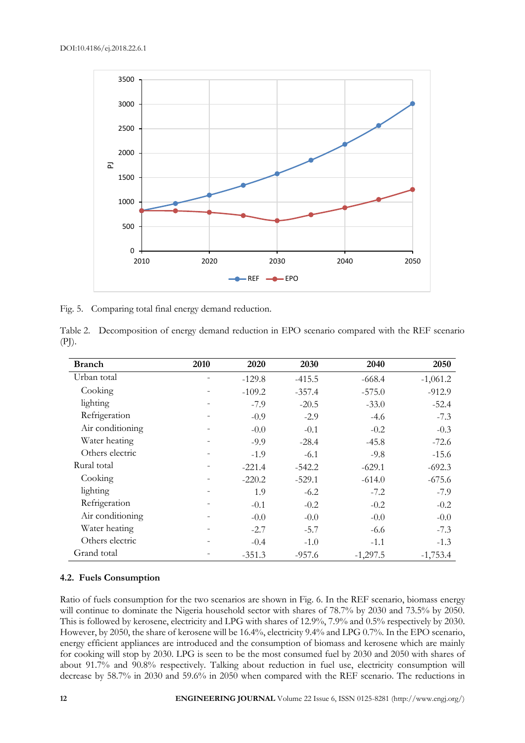Fig. 5. Comparing total final energy demand reduction.

Table 2. Decomposition of energy demand reduction in EPO scenario compared with the REF scenario (PJ).

| Branch | 2010 | 2020 | 2030 | 2040 | 2050 |
|---|---|---|---|---|---|
| Urban total | - | -129.8 | -415.5 | -668.4 | -1,061.2 |
| Cooking | - | -109.2 | -357.4 | -575.0 | -912.9 |
| lighting | - | -7.9 | -20.5 | -33.0 | -52.4 |
| Refrigeration | - | -0.9 | -2.9 | -4.6 | -7.3 |
| Air conditioning | - | -0.0 | -0.1 | -0.2 | -0.3 |
| Water heating | - | -9.9 | -28.4 | -45.8 | -72.6 |
| Others electric | - | -1.9 | -6.1 | -9.8 | -15.6 |
| Rural total | - | -221.4 | -542.2 | -629.1 | -692.3 |
| Cooking | - | -220.2 | -529.1 | -614.0 | -675.6 |
| lighting | - | 1.9 | -6.2 | -7.2 | -7.9 |
| Refrigeration | - | -0.1 | -0.2 | -0.2 | -0.2 |
| Air conditioning | - | -0.0 | -0.0 | -0.0 | -0.0 |
| Water heating | - | -2.7 | -5.7 | -6.6 | -7.3 |
| Others electric | - | -0.4 | -1.0 | -1.1 | -1.3 |
| Grand total | - | -351.3 | -957.6 | -1,297.5 | -1,753.4 |

### 4.2. Fuels Consumption

Ratio of fuels consumption for the two scenarios are shown in Fig. 6. In the REF scenario, biomass energy will continue to dominate the Nigeria household sector with shares of 78.7% by 2030 and 73.5% by 2050. This is followed by kerosene, electricity and LPG with shares of 12.9%, 7.9% and 0.5% respectively by 2030. However, by 2050, the share of kerosene will be 16.4%, electricity 9.4% and LPG 0.7%. In the EPO scenario, energy efficient appliances are introduced and the consumption of biomass and kerosene which are mainly for cooking will stop by 2030. LPG is seen to be the most consumed fuel by 2030 and 2050 with shares of about 91.7% and 90.8% respectively. Talking about reduction in fuel use, electricity consumption will decrease by 58.7% in 2030 and 59.6% in 2050 when compared with the REF scenario. The reductions in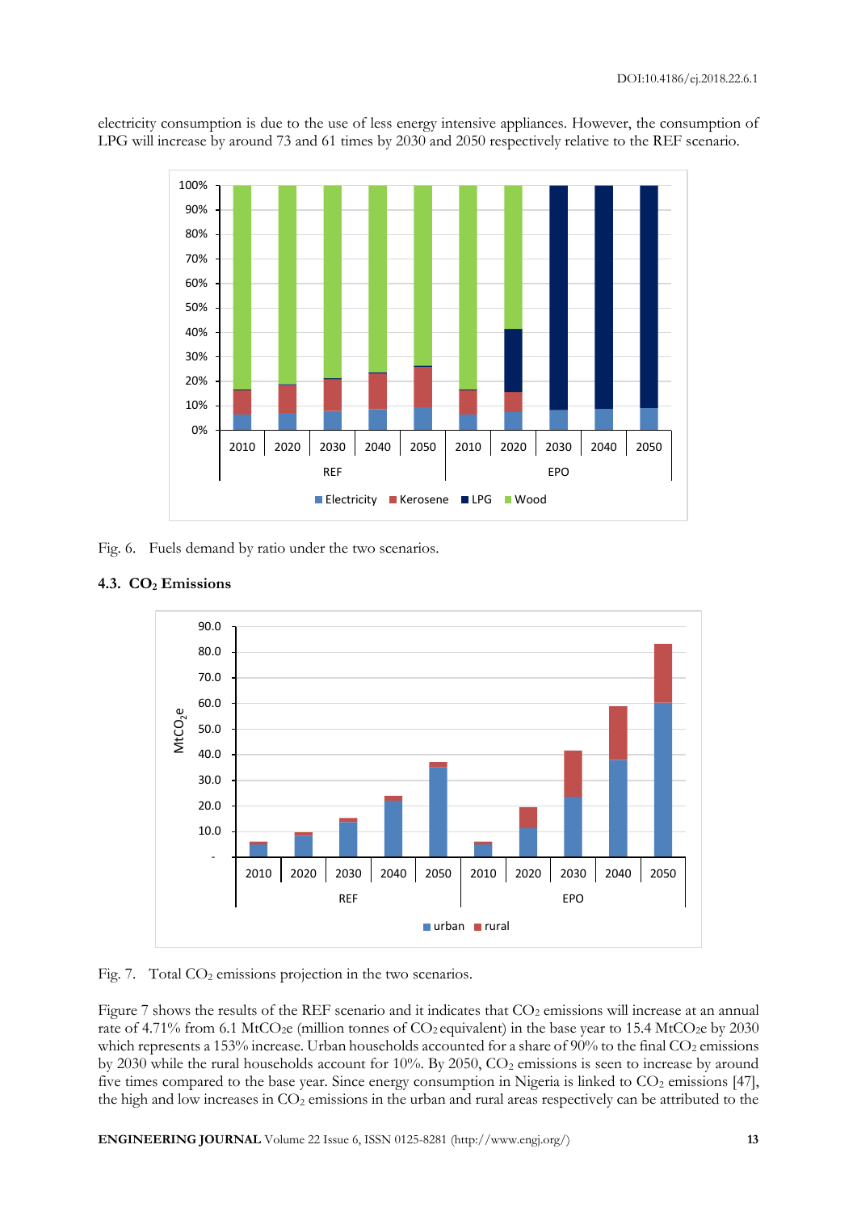electricity consumption is due to the use of less energy intensive appliances. However, the consumption of LPG will increase by around 73 and 61 times by 2030 and 2050 respectively relative to the REF scenario.

Fig. 6. Fuels demand by ratio under the two scenarios.

### 4.3. $CO_2$ Emissions

Fig. 7. Total $CO_2$ emissions projection in the two scenarios.

Figure 7 shows the results of the REF scenario and it indicates that $CO_2$ emissions will increase at an annual rate of 4.71% from 6.1 MtCO$_2$e (million tonnes of $CO_2$ equivalent) in the base year to 15.4 MtCO$_2$e by 2030 which represents a 153% increase. Urban households accounted for a share of 90% to the final $CO_2$ emissions by 2030 while the rural households account for 10%. By 2050, $CO_2$ emissions is seen to increase by around five times compared to the base year. Since energy consumption in Nigeria is linked to $CO_2$ emissions [47], the high and low increases in $CO_2$ emissions in the urban and rural areas respectively can be attributed to the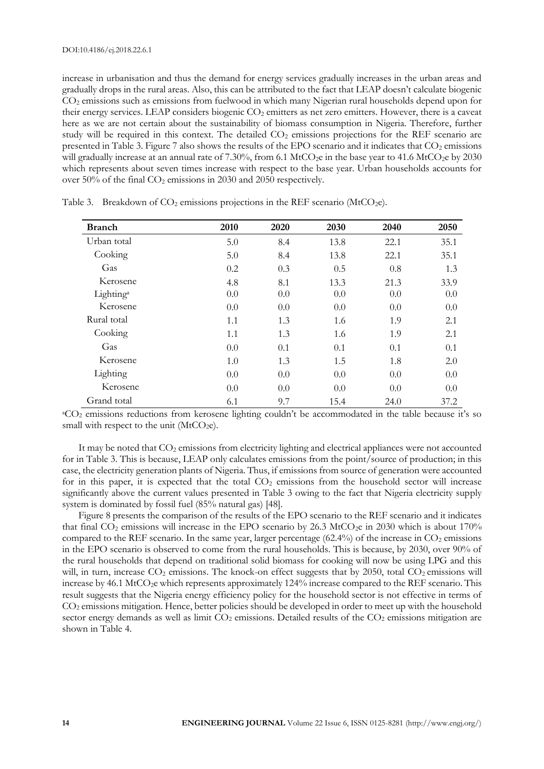increase in urbanisation and thus the demand for energy services gradually increases in the urban areas and gradually drops in the rural areas. Also, this can be attributed to the fact that LEAP doesn't calculate biogenic $CO_2$ emissions such as emissions from fuelwood in which many Nigerian rural households depend upon for their energy services. LEAP considers biogenic $CO_2$ emitters as net zero emitters. However, there is a caveat here as we are not certain about the sustainability of biomass consumption in Nigeria. Therefore, further study will be required in this context. The detailed $CO_2$ emissions projections for the REF scenario are presented in Table 3. Figure 7 also shows the results of the EPO scenario and it indicates that $CO_2$ emissions will gradually increase at an annual rate of 7.30%, from 6.1 $MtCO_2e$ in the base year to 41.6 $MtCO_2e$ by 2030 which represents about seven times increase with respect to the base year. Urban households accounts for over 50% of the final $CO_2$ emissions in 2030 and 2050 respectively.

Table 3. Breakdown of $CO_2$ emissions projections in the REF scenario ($MtCO_2e$).

| Branch | 2010 | 2020 | 2030 | 2040 | 2050 |
|---|---|---|---|---|---|
| Urban total | 5.0 | 8.4 | 13.8 | 22.1 | 35.1 |
| Cooking | 5.0 | 8.4 | 13.8 | 22.1 | 35.1 |
| Gas | 0.2 | 0.3 | 0.5 | 0.8 | 1.3 |
| Kerosene | 4.8 | 8.1 | 13.3 | 21.3 | 33.9 |
| Lighting[a] | 0.0 | 0.0 | 0.0 | 0.0 | 0.0 |
| Kerosene | 0.0 | 0.0 | 0.0 | 0.0 | 0.0 |
| Rural total | 1.1 | 1.3 | 1.6 | 1.9 | 2.1 |
| Cooking | 1.1 | 1.3 | 1.6 | 1.9 | 2.1 |
| Gas | 0.0 | 0.1 | 0.1 | 0.1 | 0.1 |
| Kerosene | 1.0 | 1.3 | 1.5 | 1.8 | 2.0 |
| Lighting | 0.0 | 0.0 | 0.0 | 0.0 | 0.0 |
| Kerosene | 0.0 | 0.0 | 0.0 | 0.0 | 0.0 |
| Grand total | 6.1 | 9.7 | 15.4 | 24.0 | 37.2 |

[a]$CO_2$ emissions reductions from kerosene lighting couldn't be accommodated in the table because it's so small with respect to the unit ($MtCO_2e$).

It may be noted that $CO_2$ emissions from electricity lighting and electrical appliances were not accounted for in Table 3. This is because, LEAP only calculates emissions from the point/source of production; in this case, the electricity generation plants of Nigeria. Thus, if emissions from source of generation were accounted for in this paper, it is expected that the total $CO_2$ emissions from the household sector will increase significantly above the current values presented in Table 3 owing to the fact that Nigeria electricity supply system is dominated by fossil fuel (85% natural gas) [48].

Figure 8 presents the comparison of the results of the EPO scenario to the REF scenario and it indicates that final $CO_2$ emissions will increase in the EPO scenario by 26.3 $MtCO_2e$ in 2030 which is about 170% compared to the REF scenario. In the same year, larger percentage (62.4%) of the increase in $CO_2$ emissions in the EPO scenario is observed to come from the rural households. This is because, by 2030, over 90% of the rural households that depend on traditional solid biomass for cooking will now be using LPG and this will, in turn, increase $CO_2$ emissions. The knock-on effect suggests that by 2050, total $CO_2$ emissions will increase by 46.1 $MtCO_2e$ which represents approximately 124% increase compared to the REF scenario. This result suggests that the Nigeria energy efficiency policy for the household sector is not effective in terms of $CO_2$ emissions mitigation. Hence, better policies should be developed in order to meet up with the household sector energy demands as well as limit $CO_2$ emissions. Detailed results of the $CO_2$ emissions mitigation are shown in Table 4.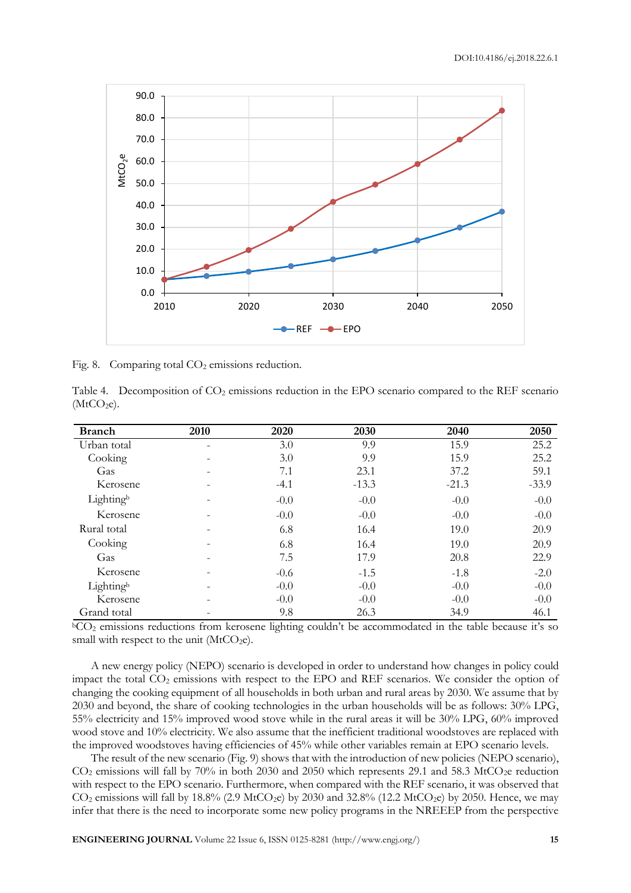Fig. 8. Comparing total $CO_2$ emissions reduction.

Table 4. Decomposition of $CO_2$ emissions reduction in the EPO scenario compared to the REF scenario ($MtCO_2e$).

| Branch | 2010 | 2020 | 2030 | 2040 | 2050 |
|---|---|---|---|---|---|
| Urban total | - | 3.0 | 9.9 | 15.9 | 25.2 |
| Cooking | - | 3.0 | 9.9 | 15.9 | 25.2 |
| Gas | - | 7.1 | 23.1 | 37.2 | 59.1 |
| Kerosene | - | -4.1 | -13.3 | -21.3 | -33.9 |
| Lighting[b] | - | -0.0 | -0.0 | -0.0 | -0.0 |
| Kerosene | - | -0.0 | -0.0 | -0.0 | -0.0 |
| Rural total | - | 6.8 | 16.4 | 19.0 | 20.9 |
| Cooking | - | 6.8 | 16.4 | 19.0 | 20.9 |
| Gas | - | 7.5 | 17.9 | 20.8 | 22.9 |
| Kerosene | - | -0.6 | -1.5 | -1.8 | -2.0 |
| Lighting[b] | - | -0.0 | -0.0 | -0.0 | -0.0 |
| Kerosene | - | -0.0 | -0.0 | -0.0 | -0.0 |
| Grand total | - | 9.8 | 26.3 | 34.9 | 46.1 |

[b]$CO_2$ emissions reductions from kerosene lighting couldn't be accommodated in the table because it's so small with respect to the unit ($MtCO_2e$).

A new energy policy (NEPO) scenario is developed in order to understand how changes in policy could impact the total $CO_2$ emissions with respect to the EPO and REF scenarios. We consider the option of changing the cooking equipment of all households in both urban and rural areas by 2030. We assume that by 2030 and beyond, the share of cooking technologies in the urban households will be as follows: 30% LPG, 55% electricity and 15% improved wood stove while in the rural areas it will be 30% LPG, 60% improved wood stove and 10% electricity. We also assume that the inefficient traditional woodstoves are replaced with the improved woodstoves having efficiencies of 45% while other variables remain at EPO scenario levels.

The result of the new scenario (Fig. 9) shows that with the introduction of new policies (NEPO scenario), $CO_2$ emissions will fall by 70% in both 2030 and 2050 which represents 29.1 and 58.3 $MtCO_2e$ reduction with respect to the EPO scenario. Furthermore, when compared with the REF scenario, it was observed that $CO_2$ emissions will fall by 18.8% (2.9 $MtCO_2e$) by 2030 and 32.8% (12.2 $MtCO_2e$) by 2050. Hence, we may infer that there is the need to incorporate some new policy programs in the NREEEP from the perspective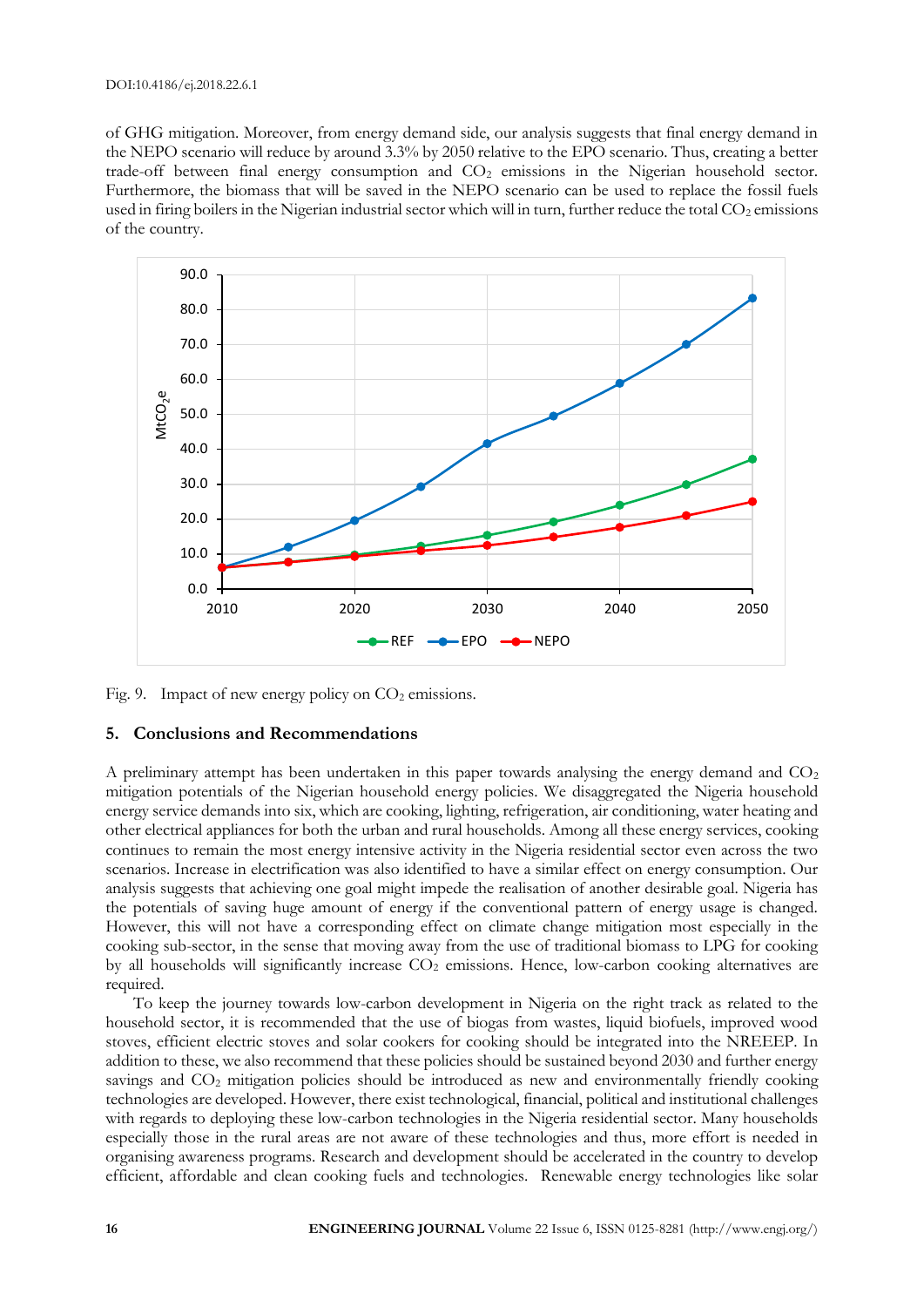of GHG mitigation. Moreover, from energy demand side, our analysis suggests that final energy demand in the NEPO scenario will reduce by around 3.3% by 2050 relative to the EPO scenario. Thus, creating a better trade-off between final energy consumption and $CO_2$ emissions in the Nigerian household sector. Furthermore, the biomass that will be saved in the NEPO scenario can be used to replace the fossil fuels used in firing boilers in the Nigerian industrial sector which will in turn, further reduce the total $CO_2$ emissions of the country.

Fig. 9. Impact of new energy policy on $CO_2$ emissions.

## 5. Conclusions and Recommendations

A preliminary attempt has been undertaken in this paper towards analysing the energy demand and $CO_2$ mitigation potentials of the Nigerian household energy policies. We disaggregated the Nigeria household energy service demands into six, which are cooking, lighting, refrigeration, air conditioning, water heating and other electrical appliances for both the urban and rural households. Among all these energy services, cooking continues to remain the most energy intensive activity in the Nigeria residential sector even across the two scenarios. Increase in electrification was also identified to have a similar effect on energy consumption. Our analysis suggests that achieving one goal might impede the realisation of another desirable goal. Nigeria has the potentials of saving huge amount of energy if the conventional pattern of energy usage is changed. However, this will not have a corresponding effect on climate change mitigation most especially in the cooking sub-sector, in the sense that moving away from the use of traditional biomass to LPG for cooking by all households will significantly increase $CO_2$ emissions. Hence, low-carbon cooking alternatives are required.

To keep the journey towards low-carbon development in Nigeria on the right track as related to the household sector, it is recommended that the use of biogas from wastes, liquid biofuels, improved wood stoves, efficient electric stoves and solar cookers for cooking should be integrated into the NREEEP. In addition to these, we also recommend that these policies should be sustained beyond 2030 and further energy savings and $CO_2$ mitigation policies should be introduced as new and environmentally friendly cooking technologies are developed. However, there exist technological, financial, political and institutional challenges with regards to deploying these low-carbon technologies in the Nigeria residential sector. Many households especially those in the rural areas are not aware of these technologies and thus, more effort is needed in organising awareness programs. Research and development should be accelerated in the country to develop efficient, affordable and clean cooking fuels and technologies. Renewable energy technologies like solar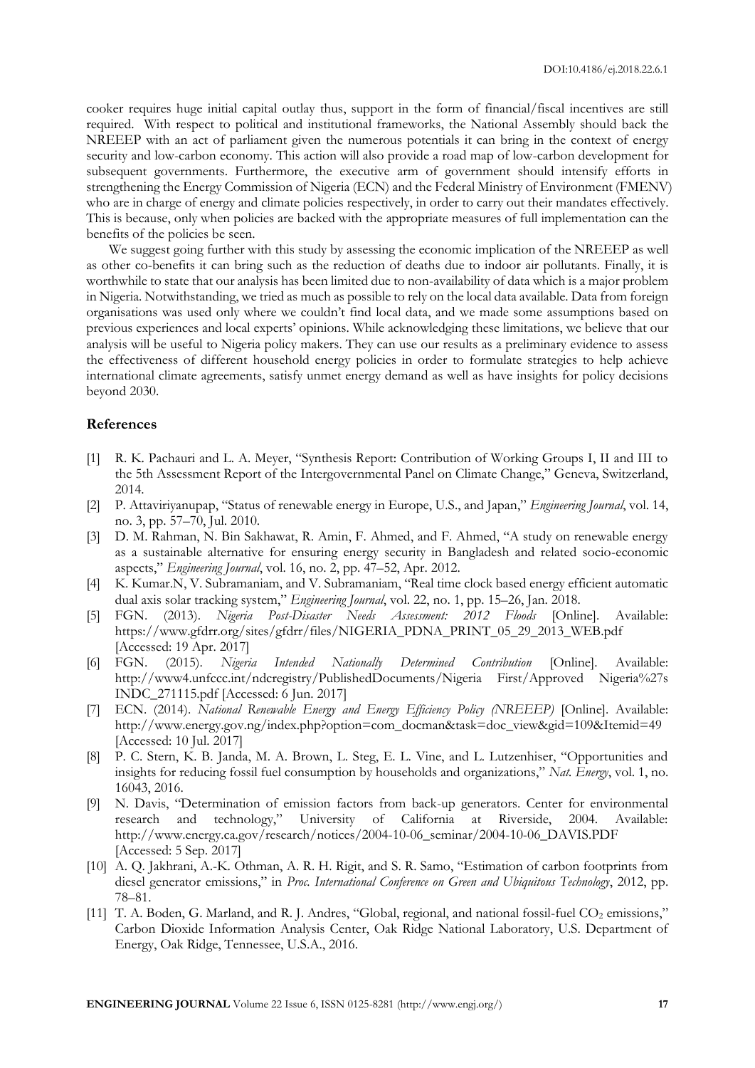cooker requires huge initial capital outlay thus, support in the form of financial/fiscal incentives are still required. With respect to political and institutional frameworks, the National Assembly should back the NREEEP with an act of parliament given the numerous potentials it can bring in the context of energy security and low-carbon economy. This action will also provide a road map of low-carbon development for subsequent governments. Furthermore, the executive arm of government should intensify efforts in strengthening the Energy Commission of Nigeria (ECN) and the Federal Ministry of Environment (FMENV) who are in charge of energy and climate policies respectively, in order to carry out their mandates effectively. This is because, only when policies are backed with the appropriate measures of full implementation can the benefits of the policies be seen.

We suggest going further with this study by assessing the economic implication of the NREEEP as well as other co-benefits it can bring such as the reduction of deaths due to indoor air pollutants. Finally, it is worthwhile to state that our analysis has been limited due to non-availability of data which is a major problem in Nigeria. Notwithstanding, we tried as much as possible to rely on the local data available. Data from foreign organisations was used only where we couldn't find local data, and we made some assumptions based on previous experiences and local experts' opinions. While acknowledging these limitations, we believe that our analysis will be useful to Nigeria policy makers. They can use our results as a preliminary evidence to assess the effectiveness of different household energy policies in order to formulate strategies to help achieve international climate agreements, satisfy unmet energy demand as well as have insights for policy decisions beyond 2030.

## References

[1] R. K. Pachauri and L. A. Meyer, "Synthesis Report: Contribution of Working Groups I, II and III to the 5th Assessment Report of the Intergovernmental Panel on Climate Change," Geneva, Switzerland, 2014.

[2] P. Attaviriyanupap, "Status of renewable energy in Europe, U.S., and Japan," *Engineering Journal*, vol. 14, no. 3, pp. 57–70, Jul. 2010.

[3] D. M. Rahman, N. Bin Sakhawat, R. Amin, F. Ahmed, and F. Ahmed, "A study on renewable energy as a sustainable alternative for ensuring energy security in Bangladesh and related socio-economic aspects," *Engineering Journal*, vol. 16, no. 2, pp. 47–52, Apr. 2012.

[4] K. Kumar.N, V. Subramaniam, and V. Subramaniam, "Real time clock based energy efficient automatic dual axis solar tracking system," *Engineering Journal*, vol. 22, no. 1, pp. 15–26, Jan. 2018.

[5] FGN. (2013). *Nigeria Post-Disaster Needs Assessment: 2012 Floods* [Online]. Available: https://www.gfdrr.org/sites/gfdrr/files/NIGERIA_PDNA_PRINT_05_29_2013_WEB.pdf [Accessed: 19 Apr. 2017]

[6] FGN. (2015). *Nigeria Intended Nationally Determined Contribution* [Online]. Available: http://www4.unfccc.int/ndcregistry/PublishedDocuments/Nigeria First/Approved Nigeria%27s INDC_271115.pdf [Accessed: 6 Jun. 2017]

[7] ECN. (2014). *National Renewable Energy and Energy Efficiency Policy (NREEEP)* [Online]. Available: http://www.energy.gov.ng/index.php?option=com_docman&task=doc_view&gid=109&Itemid=49 [Accessed: 10 Jul. 2017]

[8] P. C. Stern, K. B. Janda, M. A. Brown, L. Steg, E. L. Vine, and L. Lutzenhiser, "Opportunities and insights for reducing fossil fuel consumption by households and organizations," *Nat. Energy*, vol. 1, no. 16043, 2016.

[9] N. Davis, "Determination of emission factors from back-up generators. Center for environmental research and technology," University of California at Riverside, 2004. Available: http://www.energy.ca.gov/research/notices/2004-10-06_seminar/2004-10-06_DAVIS.PDF [Accessed: 5 Sep. 2017]

[10] A. Q. Jakhrani, A.-K. Othman, A. R. H. Rigit, and S. R. Samo, "Estimation of carbon footprints from diesel generator emissions," in *Proc. International Conference on Green and Ubiquitous Technology*, 2012, pp. 78–81.

[11] T. A. Boden, G. Marland, and R. J. Andres, "Global, regional, and national fossil-fuel $CO_2$ emissions," Carbon Dioxide Information Analysis Center, Oak Ridge National Laboratory, U.S. Department of Energy, Oak Ridge, Tennessee, U.S.A., 2016.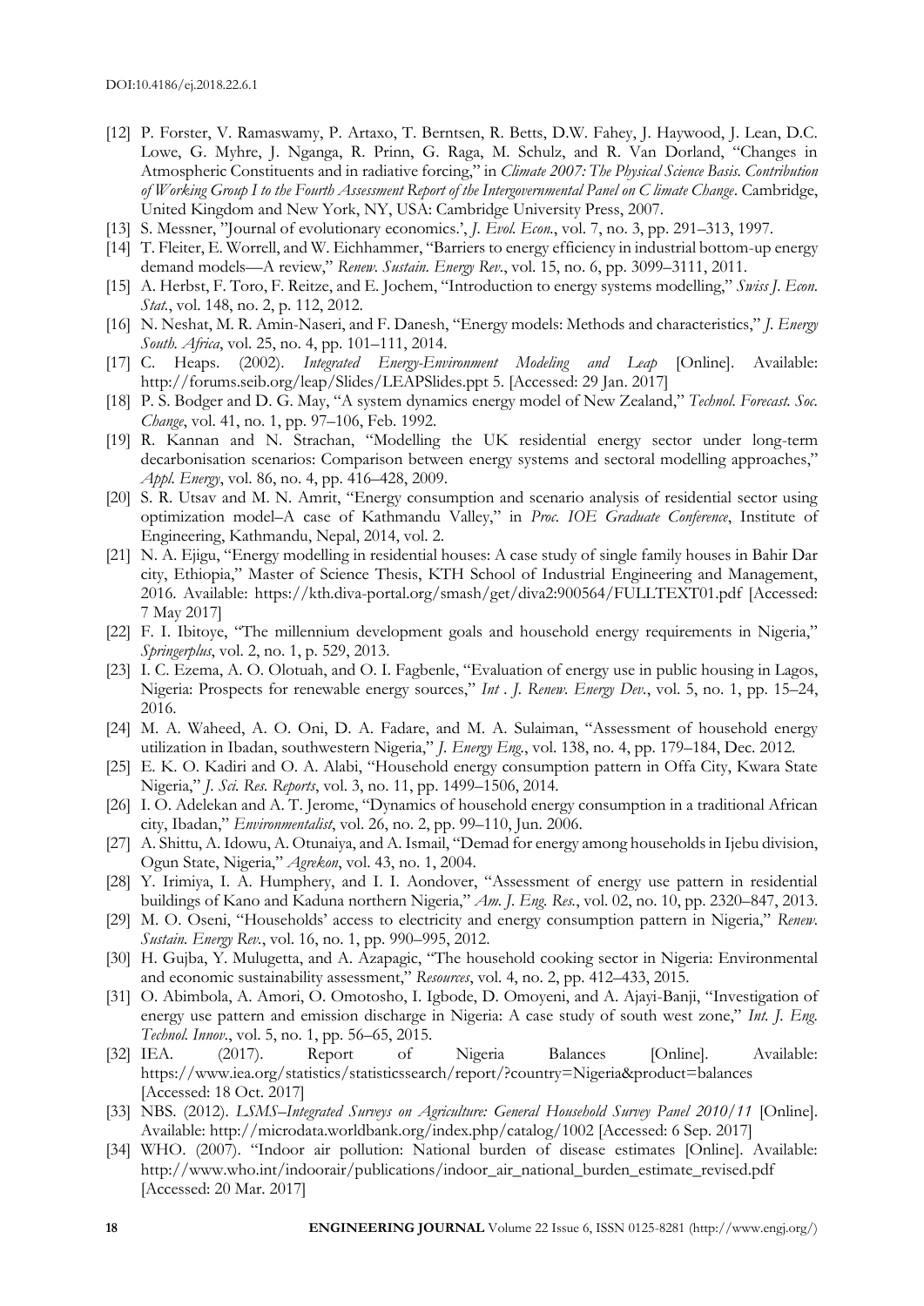- [12] P. Forster, V. Ramaswamy, P. Artaxo, T. Berntsen, R. Betts, D.W. Fahey, J. Haywood, J. Lean, D.C. Lowe, G. Myhre, J. Nganga, R. Prinn, G. Raga, M. Schulz, and R. Van Dorland, "Changes in Atmospheric Constituents and in radiative forcing," in *Climate 2007: The Physical Science Basis. Contribution of Working Group I to the Fourth Assessment Report of the Intergovernmental Panel on C limate Change*. Cambridge, United Kingdom and New York, NY, USA: Cambridge University Press, 2007.
- [13] S. Messner, "Journal of evolutionary economics.', *J. Evol. Econ.*, vol. 7, no. 3, pp. 291–313, 1997.
- [14] T. Fleiter, E. Worrell, and W. Eichhammer, "Barriers to energy efficiency in industrial bottom-up energy demand models—A review," *Renew. Sustain. Energy Rev.*, vol. 15, no. 6, pp. 3099–3111, 2011.
- [15] A. Herbst, F. Toro, F. Reitze, and E. Jochem, "Introduction to energy systems modelling," *Swiss J. Econ. Stat.*, vol. 148, no. 2, p. 112, 2012.
- [16] N. Neshat, M. R. Amin-Naseri, and F. Danesh, "Energy models: Methods and characteristics," *J. Energy South. Africa*, vol. 25, no. 4, pp. 101–111, 2014.
- [17] C. Heaps. (2002). *Integrated Energy-Environment Modeling and Leap* [Online]. Available: http://forums.seib.org/leap/Slides/LEAPSlides.ppt 5. [Accessed: 29 Jan. 2017]
- [18] P. S. Bodger and D. G. May, "A system dynamics energy model of New Zealand," *Technol. Forecast. Soc. Change*, vol. 41, no. 1, pp. 97–106, Feb. 1992.
- [19] R. Kannan and N. Strachan, "Modelling the UK residential energy sector under long-term decarbonisation scenarios: Comparison between energy systems and sectoral modelling approaches," *Appl. Energy*, vol. 86, no. 4, pp. 416–428, 2009.
- [20] S. R. Utsav and M. N. Amrit, "Energy consumption and scenario analysis of residential sector using optimization model–A case of Kathmandu Valley," in *Proc. IOE Graduate Conference*, Institute of Engineering, Kathmandu, Nepal, 2014, vol. 2.
- [21] N. A. Ejigu, "Energy modelling in residential houses: A case study of single family houses in Bahir Dar city, Ethiopia," Master of Science Thesis, KTH School of Industrial Engineering and Management, 2016. Available: https://kth.diva-portal.org/smash/get/diva2:900564/FULLTEXT01.pdf [Accessed: 7 May 2017]
- [22] F. I. Ibitoye, "The millennium development goals and household energy requirements in Nigeria," *Springerplus*, vol. 2, no. 1, p. 529, 2013.
- [23] I. C. Ezema, A. O. Olotuah, and O. I. Fagbenle, "Evaluation of energy use in public housing in Lagos, Nigeria: Prospects for renewable energy sources," *Int . J. Renew. Energy Dev.*, vol. 5, no. 1, pp. 15–24, 2016.
- [24] M. A. Waheed, A. O. Oni, D. A. Fadare, and M. A. Sulaiman, "Assessment of household energy utilization in Ibadan, southwestern Nigeria," *J. Energy Eng.*, vol. 138, no. 4, pp. 179–184, Dec. 2012.
- [25] E. K. O. Kadiri and O. A. Alabi, "Household energy consumption pattern in Offa City, Kwara State Nigeria," *J. Sci. Res. Reports*, vol. 3, no. 11, pp. 1499–1506, 2014.
- [26] I. O. Adelekan and A. T. Jerome, "Dynamics of household energy consumption in a traditional African city, Ibadan," *Environmentalist*, vol. 26, no. 2, pp. 99–110, Jun. 2006.
- [27] A. Shittu, A. Idowu, A. Otunaiya, and A. Ismail, "Demad for energy among households in Ijebu division, Ogun State, Nigeria," *Agrekon*, vol. 43, no. 1, 2004.
- [28] Y. Irimiya, I. A. Humphery, and I. I. Aondover, "Assessment of energy use pattern in residential buildings of Kano and Kaduna northern Nigeria," *Am. J. Eng. Res.*, vol. 02, no. 10, pp. 2320–847, 2013.
- [29] M. O. Oseni, "Households' access to electricity and energy consumption pattern in Nigeria," *Renew. Sustain. Energy Rev.*, vol. 16, no. 1, pp. 990–995, 2012.
- [30] H. Gujba, Y. Mulugetta, and A. Azapagic, "The household cooking sector in Nigeria: Environmental and economic sustainability assessment," *Resources*, vol. 4, no. 2, pp. 412–433, 2015.
- [31] O. Abimbola, A. Amori, O. Omotosho, I. Igbode, D. Omoyeni, and A. Ajayi-Banji, "Investigation of energy use pattern and emission discharge in Nigeria: A case study of south west zone," *Int. J. Eng. Technol. Innov.*, vol. 5, no. 1, pp. 56–65, 2015.
- [32] IEA. (2017). Report of Nigeria Balances [Online]. Available: https://www.iea.org/statistics/statisticssearch/report/?country=Nigeria&product=balances [Accessed: 18 Oct. 2017]
- [33] NBS. (2012). *LSMS–Integrated Surveys on Agriculture: General Household Survey Panel 2010/11* [Online]. Available: http://microdata.worldbank.org/index.php/catalog/1002 [Accessed: 6 Sep. 2017]
- [34] WHO. (2007). "Indoor air pollution: National burden of disease estimates [Online]. Available: http://www.who.int/indoorair/publications/indoor_air_national_burden_estimate_revised.pdf [Accessed: 20 Mar. 2017]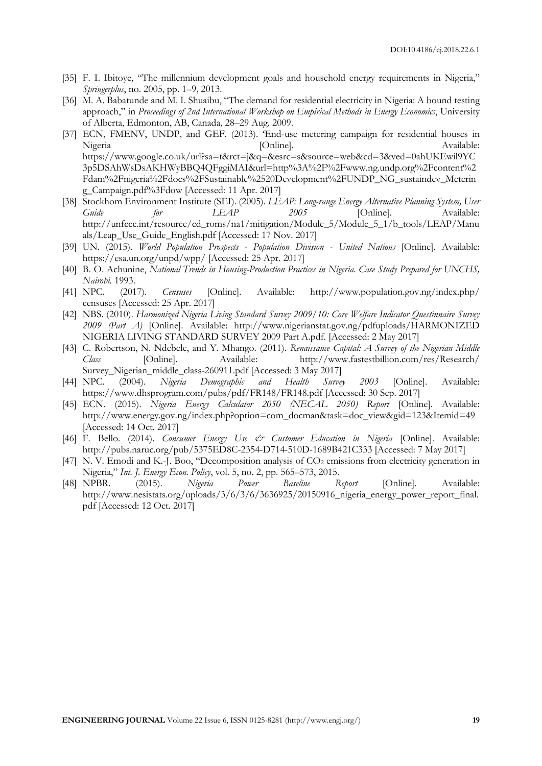[35] F. I. Ibitoye, "The millennium development goals and household energy requirements in Nigeria," *Springerplus*, no. 2005, pp. 1–9, 2013.

[36] M. A. Babatunde and M. I. Shuaibu, "The demand for residential electricity in Nigeria: A bound testing approach," in *Proceedings of 2nd International Workshop on Empirical Methods in Energy Economics*, University of Alberta, Edmonton, AB, Canada, 28–29 Aug. 2009.

[37] ECN, FMENV, UNDP, and GEF. (2013). 'End-use metering campaign for residential houses in Nigeria [Online]. Available: https://www.google.co.uk/url?sa=t&rct=j&q=&esrc=s&source=web&cd=3&ved=0ahUKEwil9YC3p5DSAhWsDsAKHWyBBQ4QFggiMAI&url=http%3A%2F%2Fwww.ng.undp.org%2Fcontent%2Fdam%2Fnigeria%2Fdocs%2FSustainable%2520Development%2FUNDP_NG_sustaindev_Metering_Campaign.pdf%3Fdow [Accessed: 11 Apr. 2017]

[38] Stockhom Environment Institute (SEI). (2005). *LEAP: Long-range Energy Alternative Planning System, User Guide for LEAP 2005* [Online]. Available: http://unfccc.int/resource/cd_roms/na1/mitigation/Module_5/Module_5_1/b_tools/LEAP/Manuals/Leap_Use_Guide_English.pdf [Accessed: 17 Nov. 2017]

[39] UN. (2015). *World Population Prospects - Population Division - United Nations* [Online]. Available: https://esa.un.org/unpd/wpp/ [Accessed: 25 Apr. 2017]

[40] B. O. Achunine, *National Trends in Housing-Production Practices in Nigeria. Case Study Prepared for UNCHS, Nairobi*. 1993.

[41] NPC. (2017). *Censuses* [Online]. Available: http://www.population.gov.ng/index.php/censuses [Accessed: 25 Apr. 2017]

[42] NBS. (2010). *Harmonized Nigeria Living Standard Survey 2009/10: Core Welfare Indicator Questinnaire Survey 2009 (Part A)* [Online]. Available: http://www.nigerianstat.gov.ng/pdfuploads/HARMONIZED NIGERIA LIVING STANDARD SURVEY 2009 Part A.pdf. [Accessed: 2 May 2017]

[43] C. Robertson, N. Ndebele, and Y. Mhango. (2011). *Renaissance Capital: A Survey of the Nigerian Middle Class* [Online]. Available: http://www.fastestbillion.com/res/Research/Survey_Nigerian_middle_class-260911.pdf [Accessed: 3 May 2017]

[44] NPC. (2004). *Nigeria Demographic and Health Survey 2003* [Online]. Available: https://www.dhsprogram.com/pubs/pdf/FR148/FR148.pdf [Accessed: 30 Sep. 2017]

[45] ECN. (2015). *Nigeria Energy Calculator 2050 (NECAL 2050) Report* [Online]. Available: http://www.energy.gov.ng/index.php?option=com_docman&task=doc_view&gid=123&Itemid=49 [Accessed: 14 Oct. 2017]

[46] F. Bello. (2014). *Consumer Energy Use & Customer Education in Nigeria* [Online]. Available: http://pubs.naruc.org/pub/5375ED8C-2354-D714-510D-1689B421C333 [Accessed: 7 May 2017]

[47] N. V. Emodi and K.-J. Boo, "Decomposition analysis of $CO_2$ emissions from electricity generation in Nigeria," *Int. J. Energy Econ. Policy*, vol. 5, no. 2, pp. 565–573, 2015.

[48] NPBR. (2015). *Nigeria Power Baseline Report* [Online]. Available: http://www.nesistats.org/uploads/3/6/3/6/3636925/20150916_nigeria_energy_power_report_final.pdf [Accessed: 12 Oct. 2017]